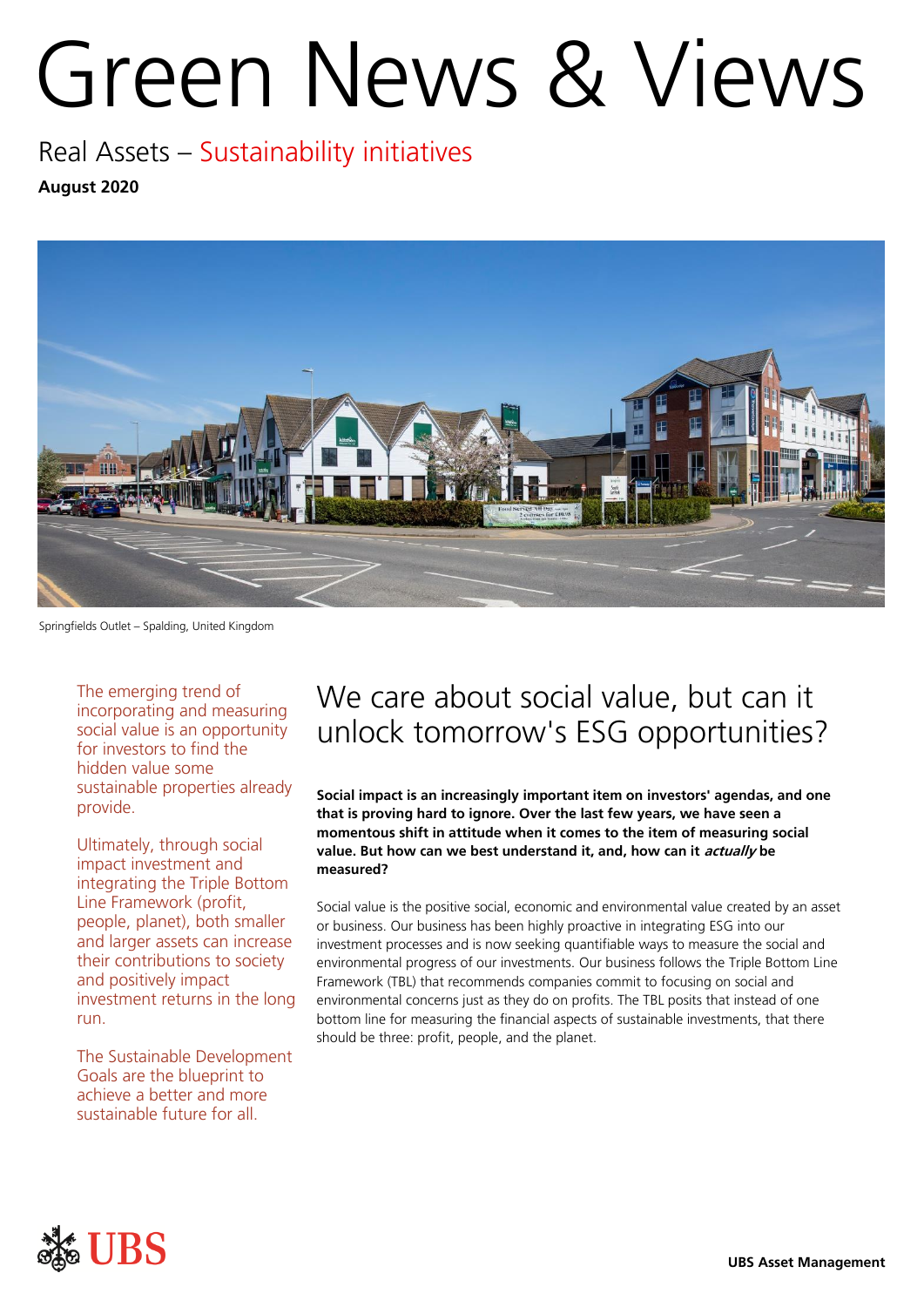# Green News & Views

Real Assets – Sustainability initiatives

**August 2020**

Springfields Outlet – Spalding, United Kingdom

The emerging trend of incorporating and measuring social value is an opportunity for investors to find the hidden value some sustainable properties already provide.

Ultimately, through social impact investment and integrating the Triple Bottom Line Framework (profit, people, planet), both smaller and larger assets can increase their contributions to society and positively impact investment returns in the long run.

The Sustainable Development Goals are the blueprint to achieve a better and more sustainable future for all.

## We care about social value, but can it unlock tomorrow's ESG opportunities?

**Social impact is an increasingly important item on investors' agendas, and one that is proving hard to ignore. Over the last few years, we have seen a momentous shift in attitude when it comes to the item of measuring social value. But how can we best understand it, and, how can it *actually* be measured?**

Social value is the positive social, economic and environmental value created by an asset or business. Our business has been highly proactive in integrating ESG into our investment processes and is now seeking quantifiable ways to measure the social and environmental progress of our investments. Our business follows the Triple Bottom Line Framework (TBL) that recommends companies commit to focusing on social and environmental concerns just as they do on profits. The TBL posits that instead of one bottom line for measuring the financial aspects of sustainable investments, that there should be three: profit, people, and the planet.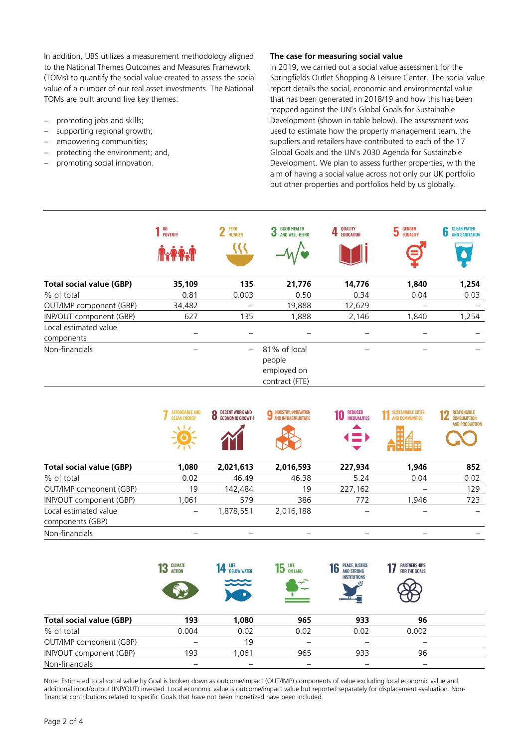In addition, UBS utilizes a measurement methodology aligned to the National Themes Outcomes and Measures Framework (TOMs) to quantify the social value created to assess the social value of a number of our real asset investments. The National TOMs are built around five key themes:

- promoting jobs and skills;
- supporting regional growth;
- empowering communities;
- protecting the environment; and,
- promoting social innovation.

**The case for measuring social value**

In 2019, we carried out a social value assessment for the Springfields Outlet Shopping & Leisure Center. The social value report details the social, economic and environmental value that has been generated in 2018/19 and how this has been mapped against the UN's Global Goals for Sustainable Development (shown in table below). The assessment was used to estimate how the property management team, the suppliers and retailers have contributed to each of the 17 Global Goals and the UN's 2030 Agenda for Sustainable Development. We plan to assess further properties, with the aim of having a social value across not only our UK portfolio but other properties and portfolios held by us globally.

| | 1 No poverty | 2 Zero hunger | 3 Good health and well-being | 4 Quality education | 5 Gender equality | 6 Clean water and sanitation |
|---|---|---|---|---|---|---|
| **Total social value (GBP)** | **35,109** | **135** | **21,776** | **14,776** | **1,840** | **1,254** |
| % of total | 0.81 | 0.003 | 0.50 | 0.34 | 0.04 | 0.03 |
| OUT/IMP component (GBP) | 34,482 | – | 19,888 | 12,629 | – | – |
| INP/OUT component (GBP) | 627 | 135 | 1,888 | 2,146 | 1,840 | 1,254 |
| Local estimated value components | – | – | – | – | – | – |
| Non-financials | – | – | 81% of local people employed on contract (FTE) | – | – | – |

| | 7 Affordable and clean energy | 8 Decent work and economic growth | 9 Industry, innovation and infrastructure | 10 Reduced inequalities | 11 Sustainable cities and communities | 12 Responsible consumption and production |
|---|---|---|---|---|---|---|
| **Total social value (GBP)** | **1,080** | **2,021,613** | **2,016,593** | **227,934** | **1,946** | **852** |
| % of total | 0.02 | 46.49 | 46.38 | 5.24 | 0.04 | 0.02 |
| OUT/IMP component (GBP) | 19 | 142,484 | 19 | 227,162 | – | 129 |
| INP/OUT component (GBP) | 1,061 | 579 | 386 | 772 | 1,946 | 723 |
| Local estimated value components (GBP) | – | 1,878,551 | 2,016,188 | – | – | – |
| Non-financials | – | – | – | – | – | – |

| | 13 Climate action | 14 Life below water | 15 Life on land | 16 Peace, justice and strong institutions | 17 Partnerships for the goals |
|---|---|---|---|---|---|
| **Total social value (GBP)** | **193** | **1,080** | **965** | **933** | **96** |
| % of total | 0.004 | 0.02 | 0.02 | 0.02 | 0.002 |
| OUT/IMP component (GBP) | – | 19 | – | – | – |
| INP/OUT component (GBP) | 193 | 1,061 | 965 | 933 | 96 |
| Non-financials | – | – | – | – | – |

Note: Estimated total social value by Goal is broken down as outcome/impact (OUT/IMP) components of value excluding local economic value and additional input/output (INP/OUT) invested. Local economic value is outcome/impact value but reported separately for displacement evaluation. Non-financial contributions related to specific Goals that have not been monetized have been included.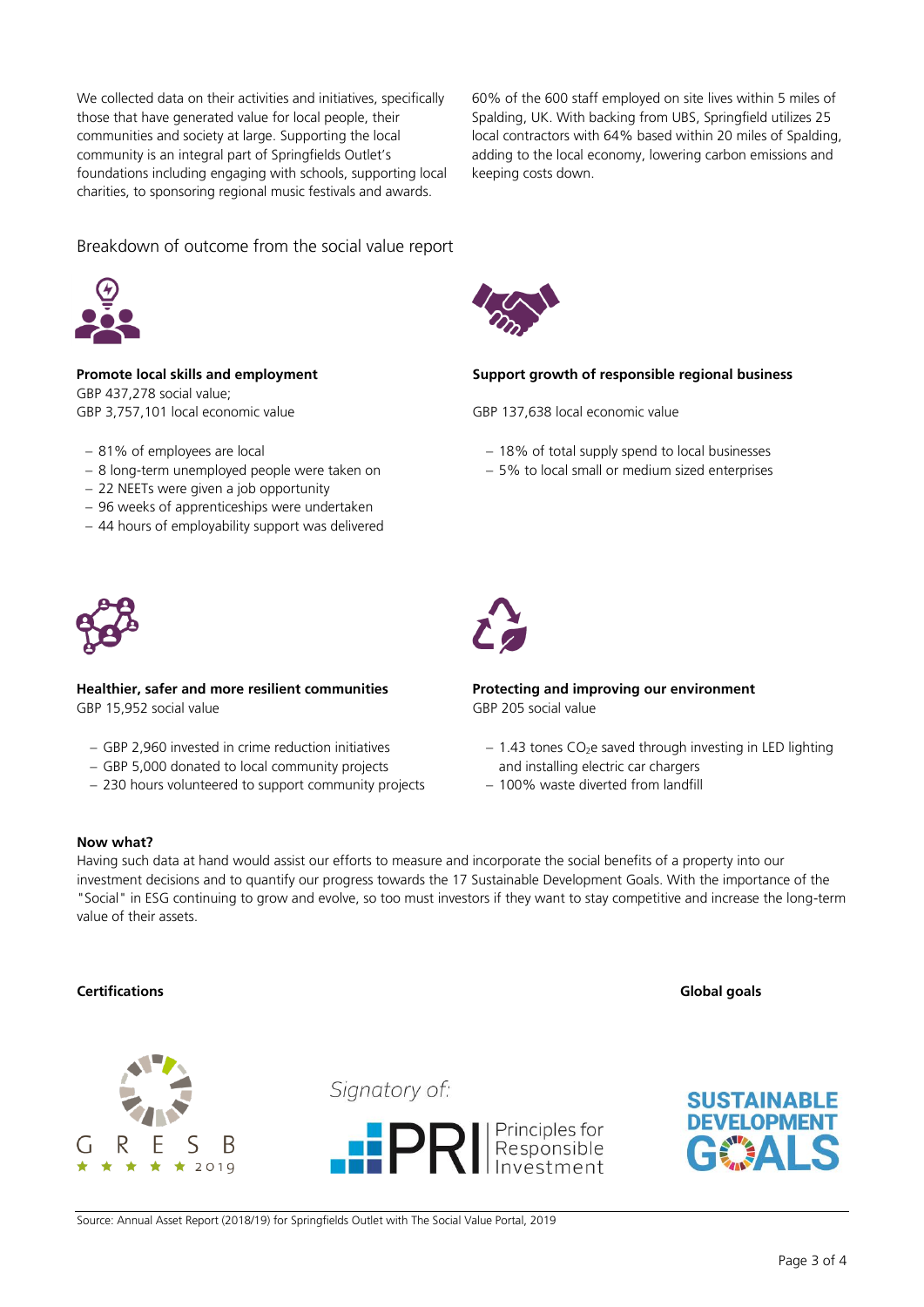We collected data on their activities and initiatives, specifically those that have generated value for local people, their communities and society at large. Supporting the local community is an integral part of Springfields Outlet's foundations including engaging with schools, supporting local charities, to sponsoring regional music festivals and awards.

60% of the 600 staff employed on site lives within 5 miles of Spalding, UK. With backing from UBS, Springfield utilizes 25 local contractors with 64% based within 20 miles of Spalding, adding to the local economy, lowering carbon emissions and keeping costs down.

## Breakdown of outcome from the social value report

**Promote local skills and employment**
GBP 437,278 social value;
GBP 3,757,101 local economic value

- 81% of employees are local
- 8 long-term unemployed people were taken on
- 22 NEETs were given a job opportunity
- 96 weeks of apprenticeships were undertaken
- 44 hours of employability support was delivered

**Support growth of responsible regional business**

GBP 137,638 local economic value

- 18% of total supply spend to local businesses
- 5% to local small or medium sized enterprises

**Healthier, safer and more resilient communities**
GBP 15,952 social value

- GBP 2,960 invested in crime reduction initiatives
- GBP 5,000 donated to local community projects
- 230 hours volunteered to support community projects

**Protecting and improving our environment**
GBP 205 social value

- 1.43 tones $CO_2e$ saved through investing in LED lighting and installing electric car chargers
- 100% waste diverted from landfill

**Now what?**
Having such data at hand would assist our efforts to measure and incorporate the social benefits of a property into our investment decisions and to quantify our progress towards the 17 Sustainable Development Goals. With the importance of the "Social" in ESG continuing to grow and evolve, so too must investors if they want to stay competitive and increase the long-term value of their assets.

**Certifications**

GRESB ★★★★★ 2019

Signatory of: PRI Principles for Responsible Investment

**Global goals**

SUSTAINABLE DEVELOPMENT GOALS

Source: Annual Asset Report (2018/19) for Springfields Outlet with The Social Value Portal, 2019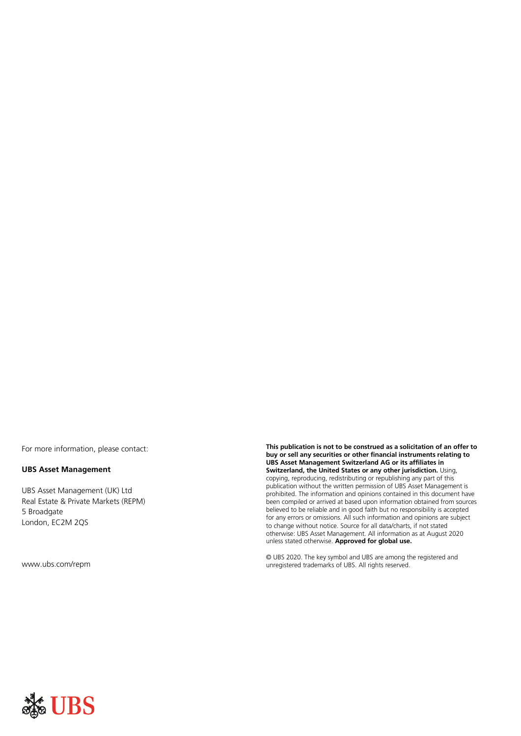For more information, please contact:

**UBS Asset Management**

UBS Asset Management (UK) Ltd
Real Estate & Private Markets (REPM)
5 Broadgate
London, EC2M 2QS

www.ubs.com/repm

**This publication is not to be construed as a solicitation of an offer to buy or sell any securities or other financial instruments relating to UBS Asset Management Switzerland AG or its affiliates in Switzerland, the United States or any other jurisdiction.** Using, copying, reproducing, redistributing or republishing any part of this publication without the written permission of UBS Asset Management is prohibited. The information and opinions contained in this document have been compiled or arrived at based upon information obtained from sources believed to be reliable and in good faith but no responsibility is accepted for any errors or omissions. All such information and opinions are subject to change without notice. Source for all data/charts, if not stated otherwise: UBS Asset Management. All information as at August 2020 unless stated otherwise. **Approved for global use.**

© UBS 2020. The key symbol and UBS are among the registered and unregistered trademarks of UBS. All rights reserved.

UBS